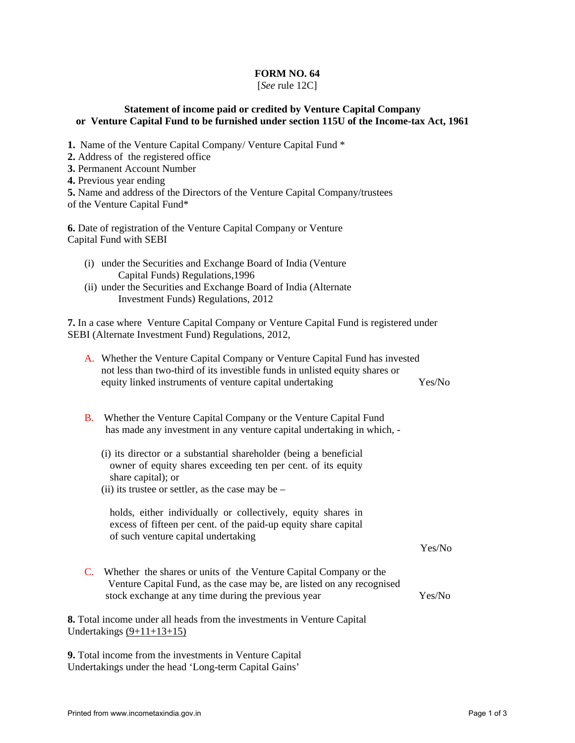**FORM NO. 64**

[*See* rule 12C]

**Statement of income paid or credited by Venture Capital Company or Venture Capital Fund to be furnished under section 115U of the Income-tax Act, 1961**

**1.** Name of the Venture Capital Company/ Venture Capital Fund *

**2.** Address of the registered office

**3.** Permanent Account Number

**4.** Previous year ending

**5.** Name and address of the Directors of the Venture Capital Company/trustees of the Venture Capital Fund*

**6.** Date of registration of the Venture Capital Company or Venture Capital Fund with SEBI

(i) under the Securities and Exchange Board of India (Venture Capital Funds) Regulations,1996

(ii) under the Securities and Exchange Board of India (Alternate Investment Funds) Regulations, 2012

**7.** In a case where Venture Capital Company or Venture Capital Fund is registered under SEBI (Alternate Investment Fund) Regulations, 2012,

A. Whether the Venture Capital Company or Venture Capital Fund has invested not less than two-third of its investible funds in unlisted equity shares or equity linked instruments of venture capital undertaking — Yes/No

B. Whether the Venture Capital Company or the Venture Capital Fund has made any investment in any venture capital undertaking in which, -

(i) its director or a substantial shareholder (being a beneficial owner of equity shares exceeding ten per cent. of its equity share capital); or

(ii) its trustee or settler, as the case may be –

holds, either individually or collectively, equity shares in excess of fifteen per cent. of the paid-up equity share capital of such venture capital undertaking — Yes/No

C. Whether the shares or units of the Venture Capital Company or the Venture Capital Fund, as the case may be, are listed on any recognised stock exchange at any time during the previous year — Yes/No

**8.** Total income under all heads from the investments in Venture Capital Undertakings (9+11+13+15)

**9.** Total income from the investments in Venture Capital Undertakings under the head 'Long-term Capital Gains'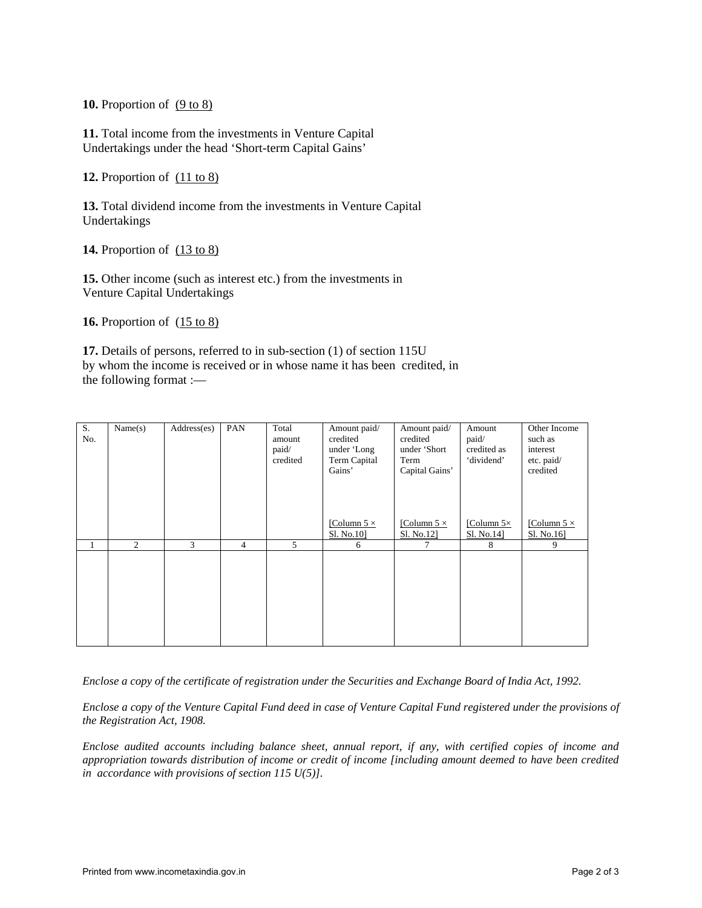**10.** Proportion of <u>(9 to 8)</u>

**11.** Total income from the investments in Venture Capital Undertakings under the head 'Short-term Capital Gains'

**12.** Proportion of <u>(11 to 8)</u>

**13.** Total dividend income from the investments in Venture Capital Undertakings

**14.** Proportion of <u>(13 to 8)</u>

**15.** Other income (such as interest etc.) from the investments in Venture Capital Undertakings

**16.** Proportion of <u>(15 to 8)</u>

**17.** Details of persons, referred to in sub-section (1) of section 115U by whom the income is received or in whose name it has been credited, in the following format :—

| S. No. | Name(s) | Address(es) | PAN | Total amount paid/ credited | Amount paid/ credited under 'Long Term Capital Gains' [Column 5 × Sl. No.10] | Amount paid/ credited under 'Short Term Capital Gains' [Column 5 × Sl. No.12] | Amount paid/ credited as 'dividend' [Column 5× Sl. No.14] | Other Income such as interest etc. paid/ credited [Column 5 × Sl. No.16] |
|---|---|---|---|---|---|---|---|---|
| 1 | 2 | 3 | 4 | 5 | 6 | 7 | 8 | 9 |
| | | | | | | | | |

*Enclose a copy of the certificate of registration under the Securities and Exchange Board of India Act, 1992.*

*Enclose a copy of the Venture Capital Fund deed in case of Venture Capital Fund registered under the provisions of the Registration Act, 1908.*

*Enclose audited accounts including balance sheet, annual report, if any, with certified copies of income and appropriation towards distribution of income or credit of income [including amount deemed to have been credited in accordance with provisions of section 115 U(5)].*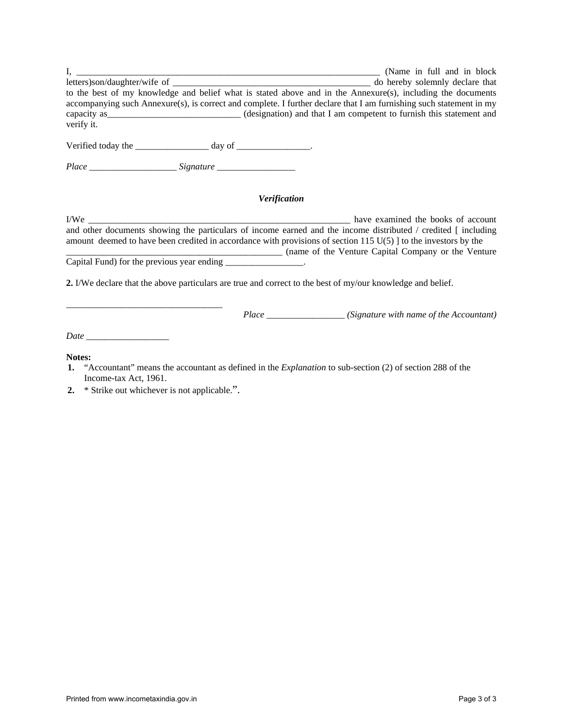I, ____________________________________________________________________ (Name in full and in block letters)son/daughter/wife of ____________________________________________ do hereby solemnly declare that to the best of my knowledge and belief what is stated above and in the Annexure(s), including the documents accompanying such Annexure(s), is correct and complete. I further declare that I am furnishing such statement in my capacity as_____________________________ (designation) and that I am competent to furnish this statement and verify it.

Verified today the ________________ day of ________________.

*Place* ___________________ *Signature* _________________

### *Verification*

I/We __________________________________________________________ have examined the books of account and other documents showing the particulars of income earned and the income distributed / credited [ including amount deemed to have been credited in accordance with provisions of section 115 U(5) ] to the investors by the ________________________________________________ (name of the Venture Capital Company or the Venture Capital Fund) for the previous year ending _________________.

**2.** I/We declare that the above particulars are true and correct to the best of my/our knowledge and belief.

__________________________________

*Place* _________________ *(Signature with name of the Accountant)*

*Date* __________________

**Notes:**

1. "Accountant" means the accountant as defined in the *Explanation* to sub-section (2) of section 288 of the Income-tax Act, 1961.
2. * Strike out whichever is not applicable.".